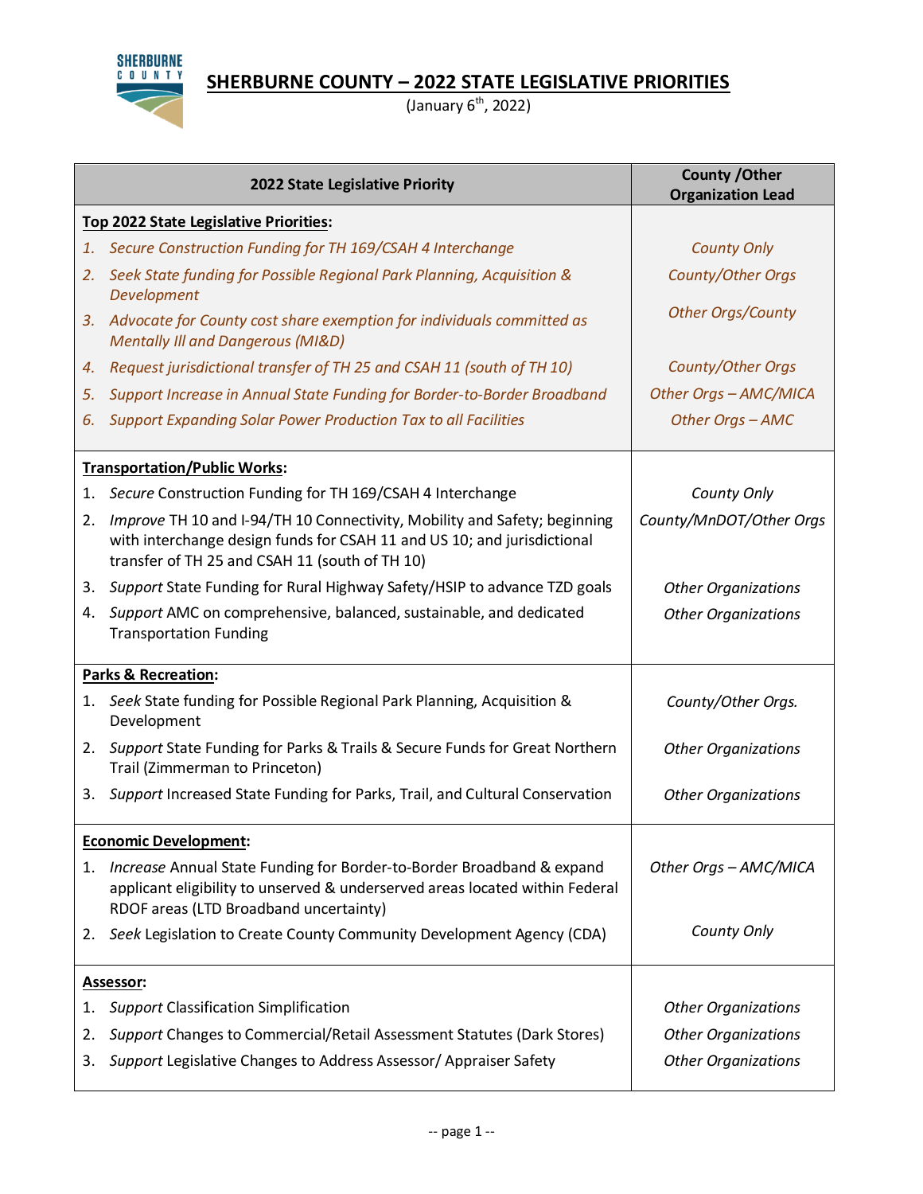# SHERBURNE COUNTY – 2022 STATE LEGISLATIVE PRIORITIES

(January 6th, 2022)

| 2022 State Legislative Priority | County /Other Organization Lead |
|---|---|
| **Top 2022 State Legislative Priorities:** | |
| 1. *Secure Construction Funding for TH 169/CSAH 4 Interchange* | *County Only* |
| 2. *Seek State funding for Possible Regional Park Planning, Acquisition & Development* | *County/Other Orgs* |
| 3. *Advocate for County cost share exemption for individuals committed as Mentally Ill and Dangerous (MI&D)* | *Other Orgs/County* |
| 4. *Request jurisdictional transfer of TH 25 and CSAH 11 (south of TH 10)* | *County/Other Orgs* |
| 5. *Support Increase in Annual State Funding for Border-to-Border Broadband* | *Other Orgs – AMC/MICA* |
| 6. *Support Expanding Solar Power Production Tax to all Facilities* | *Other Orgs – AMC* |
| **Transportation/Public Works:** | |
| 1. *Secure* Construction Funding for TH 169/CSAH 4 Interchange | *County Only* |
| 2. *Improve* TH 10 and I-94/TH 10 Connectivity, Mobility and Safety; beginning with interchange design funds for CSAH 11 and US 10; and jurisdictional transfer of TH 25 and CSAH 11 (south of TH 10) | *County/MnDOT/Other Orgs* |
| 3. *Support* State Funding for Rural Highway Safety/HSIP to advance TZD goals | *Other Organizations* |
| 4. *Support* AMC on comprehensive, balanced, sustainable, and dedicated Transportation Funding | *Other Organizations* |
| **Parks & Recreation:** | |
| 1. *Seek* State funding for Possible Regional Park Planning, Acquisition & Development | *County/Other Orgs.* |
| 2. *Support* State Funding for Parks & Trails & Secure Funds for Great Northern Trail (Zimmerman to Princeton) | *Other Organizations* |
| 3. *Support* Increased State Funding for Parks, Trail, and Cultural Conservation | *Other Organizations* |
| **Economic Development:** | |
| 1. *Increase* Annual State Funding for Border-to-Border Broadband & expand applicant eligibility to unserved & underserved areas located within Federal RDOF areas (LTD Broadband uncertainty) | *Other Orgs – AMC/MICA* |
| 2. *Seek* Legislation to Create County Community Development Agency (CDA) | *County Only* |
| **Assessor:** | |
| 1. *Support* Classification Simplification | *Other Organizations* |
| 2. *Support* Changes to Commercial/Retail Assessment Statutes (Dark Stores) | *Other Organizations* |
| 3. *Support* Legislative Changes to Address Assessor/ Appraiser Safety | *Other Organizations* |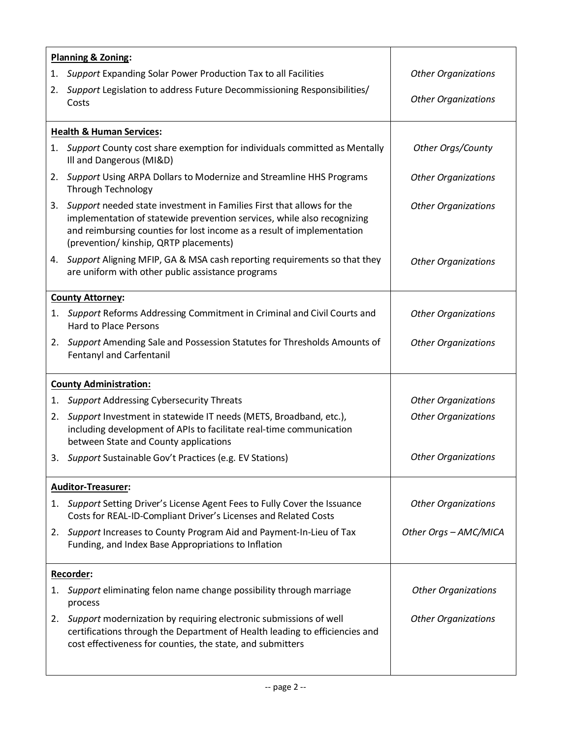| | |
|---|---|
| **Planning & Zoning:** | |
| 1. *Support* Expanding Solar Power Production Tax to all Facilities | *Other Organizations* |
| 2. *Support* Legislation to address Future Decommissioning Responsibilities/ Costs | *Other Organizations* |
| **Health & Human Services:** | |
| 1. *Support* County cost share exemption for individuals committed as Mentally Ill and Dangerous (MI&D) | *Other Orgs/County* |
| 2. *Support* Using ARPA Dollars to Modernize and Streamline HHS Programs Through Technology | *Other Organizations* |
| 3. *Support* needed state investment in Families First that allows for the implementation of statewide prevention services, while also recognizing and reimbursing counties for lost income as a result of implementation (prevention/ kinship, QRTP placements) | *Other Organizations* |
| 4. *Support* Aligning MFIP, GA & MSA cash reporting requirements so that they are uniform with other public assistance programs | *Other Organizations* |
| **County Attorney:** | |
| 1. *Support* Reforms Addressing Commitment in Criminal and Civil Courts and Hard to Place Persons | *Other Organizations* |
| 2. *Support* Amending Sale and Possession Statutes for Thresholds Amounts of Fentanyl and Carfentanil | *Other Organizations* |
| **County Administration:** | |
| 1. *Support* Addressing Cybersecurity Threats | *Other Organizations* |
| 2. *Support* Investment in statewide IT needs (METS, Broadband, etc.), including development of APIs to facilitate real-time communication between State and County applications | *Other Organizations* |
| 3. *Support* Sustainable Gov't Practices (e.g. EV Stations) | *Other Organizations* |
| **Auditor-Treasurer:** | |
| 1. *Support* Setting Driver's License Agent Fees to Fully Cover the Issuance Costs for REAL-ID-Compliant Driver's Licenses and Related Costs | *Other Organizations* |
| 2. *Support* Increases to County Program Aid and Payment-In-Lieu of Tax Funding, and Index Base Appropriations to Inflation | *Other Orgs – AMC/MICA* |
| **Recorder:** | |
| 1. *Support* eliminating felon name change possibility through marriage process | *Other Organizations* |
| 2. *Support* modernization by requiring electronic submissions of well certifications through the Department of Health leading to efficiencies and cost effectiveness for counties, the state, and submitters | *Other Organizations* |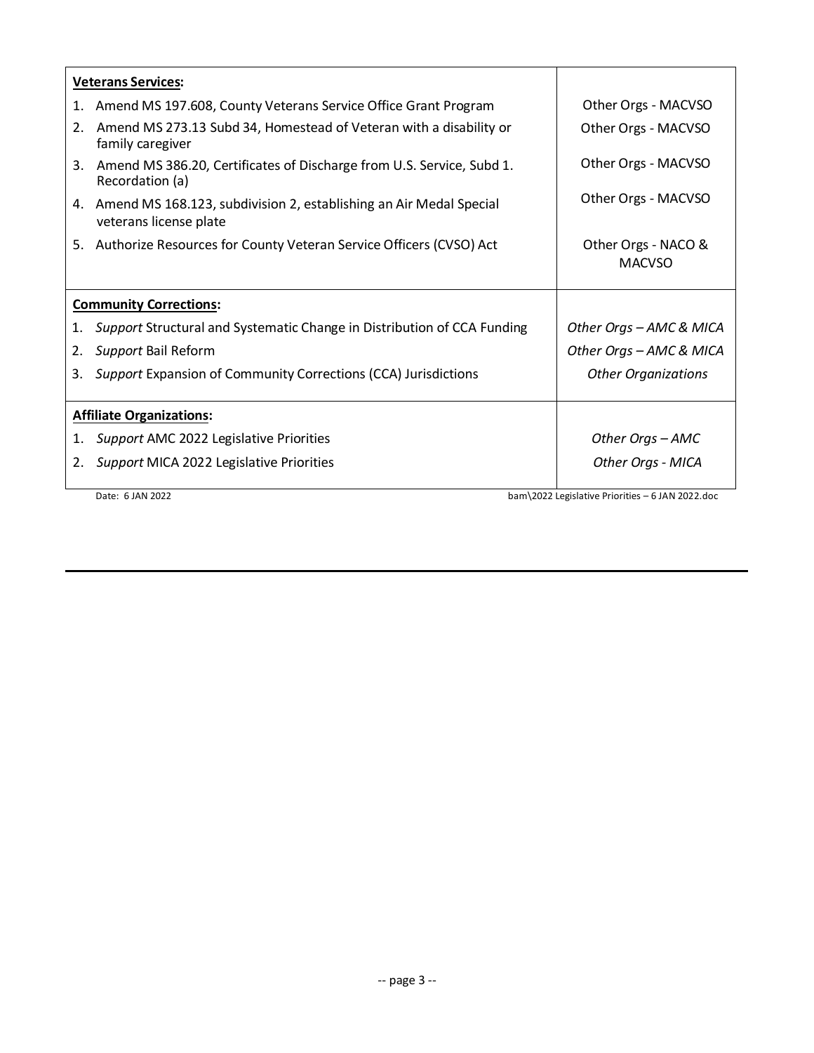| | |
|---|---|
| **Veterans Services:** | |
| 1. Amend MS 197.608, County Veterans Service Office Grant Program | Other Orgs - MACVSO |
| 2. Amend MS 273.13 Subd 34, Homestead of Veteran with a disability or family caregiver | Other Orgs - MACVSO |
| 3. Amend MS 386.20, Certificates of Discharge from U.S. Service, Subd 1. Recordation (a) | Other Orgs - MACVSO |
| 4. Amend MS 168.123, subdivision 2, establishing an Air Medal Special veterans license plate | Other Orgs - MACVSO |
| 5. Authorize Resources for County Veteran Service Officers (CVSO) Act | Other Orgs - NACO & MACVSO |
| **Community Corrections:** | |
| 1. *Support* Structural and Systematic Change in Distribution of CCA Funding | *Other Orgs – AMC & MICA* |
| 2. *Support* Bail Reform | *Other Orgs – AMC & MICA* |
| 3. *Support* Expansion of Community Corrections (CCA) Jurisdictions | *Other Organizations* |
| **Affiliate Organizations:** | |
| 1. *Support* AMC 2022 Legislative Priorities | *Other Orgs – AMC* |
| 2. *Support* MICA 2022 Legislative Priorities | *Other Orgs - MICA* |

Date: 6 JAN 2022

bam\2022 Legislative Priorities – 6 JAN 2022.doc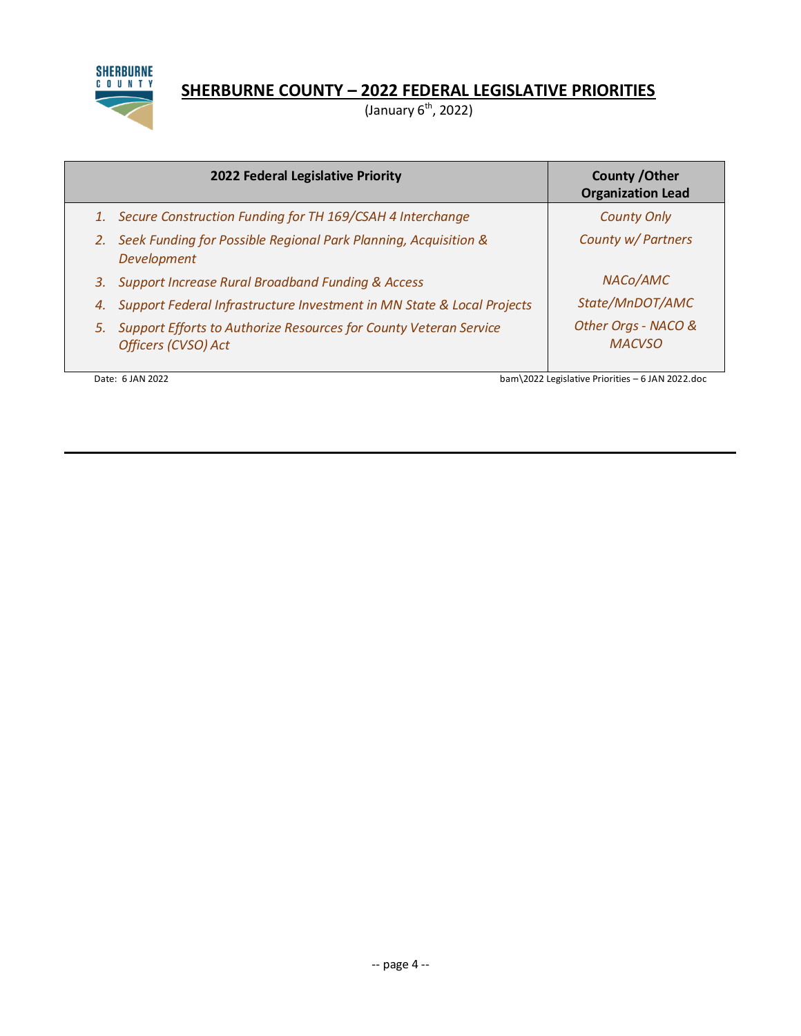# SHERBURNE COUNTY – 2022 FEDERAL LEGISLATIVE PRIORITIES

(January 6th, 2022)

| 2022 Federal Legislative Priority | County /Other Organization Lead |
|---|---|
| *1. Secure Construction Funding for TH 169/CSAH 4 Interchange* | *County Only* |
| *2. Seek Funding for Possible Regional Park Planning, Acquisition & Development* | *County w/ Partners* |
| *3. Support Increase Rural Broadband Funding & Access* | *NACo/AMC* |
| *4. Support Federal Infrastructure Investment in MN State & Local Projects* | *State/MnDOT/AMC* |
| *5. Support Efforts to Authorize Resources for County Veteran Service Officers (CVSO) Act* | *Other Orgs - NACO & MACVSO* |

Date: 6 JAN 2022 bam\2022 Legislative Priorities – 6 JAN 2022.doc